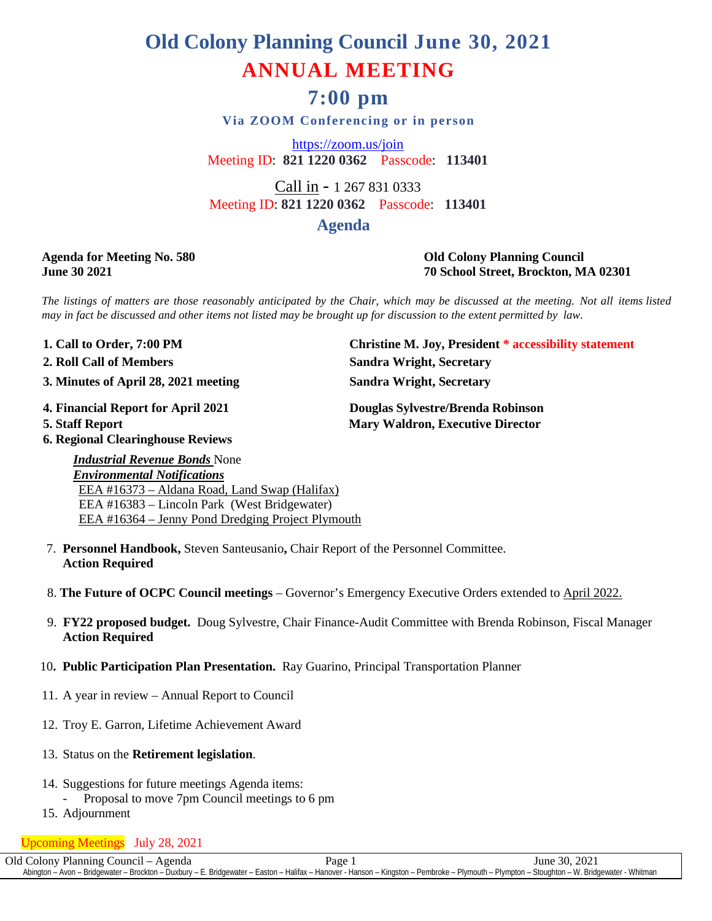# Old Colony Planning Council June 30, 2021

# ANNUAL MEETING

## 7:00 pm

**Via ZOOM Conferencing or in person**

https://zoom.us/join
Meeting ID: **821 1220 0362** Passcode: **113401**

Call in - 1 267 831 0333
Meeting ID: **821 1220 0362** Passcode: **113401**

## Agenda

**Agenda for Meeting No. 580**
**June 30 2021**

**Old Colony Planning Council**
**70 School Street, Brockton, MA 02301**

*The listings of matters are those reasonably anticipated by the Chair, which may be discussed at the meeting. Not all items listed may in fact be discussed and other items not listed may be brought up for discussion to the extent permitted by law.*

1. **Call to Order, 7:00 PM** — **Christine M. Joy, President** **\* accessibility statement**
2. **Roll Call of Members** — **Sandra Wright, Secretary**
3. **Minutes of April 28, 2021 meeting** — **Sandra Wright, Secretary**
4. **Financial Report for April 2021** — **Douglas Sylvestre/Brenda Robinson**
5. **Staff Report** — **Mary Waldron, Executive Director**
6. **Regional Clearinghouse Reviews**

   ***Industrial Revenue Bonds*** None
   ***Environmental Notifications***
   EEA #16373 – Aldana Road, Land Swap (Halifax)
   EEA #16383 – Lincoln Park (West Bridgewater)
   EEA #16364 – Jenny Pond Dredging Project Plymouth

7. **Personnel Handbook,** Steven Santeusanio**,** Chair Report of the Personnel Committee.
   **Action Required**
8. **The Future of OCPC Council meetings** – Governor's Emergency Executive Orders extended to April 2022.
9. **FY22 proposed budget.** Doug Sylvestre, Chair Finance-Audit Committee with Brenda Robinson, Fiscal Manager
   **Action Required**
10. **Public Participation Plan Presentation.** Ray Guarino, Principal Transportation Planner
11. A year in review – Annual Report to Council
12. Troy E. Garron, Lifetime Achievement Award
13. Status on the **Retirement legislation**.
14. Suggestions for future meetings Agenda items:
    - Proposal to move 7pm Council meetings to 6 pm
15. Adjournment

Upcoming Meetings July 28, 2021

Abington – Avon – Bridgewater – Brockton – Duxbury – E. Bridgewater – Easton – Halifax – Hanover - Hanson – Kingston – Pembroke – Plymouth – Plympton – Stoughton – W. Bridgewater - Whitman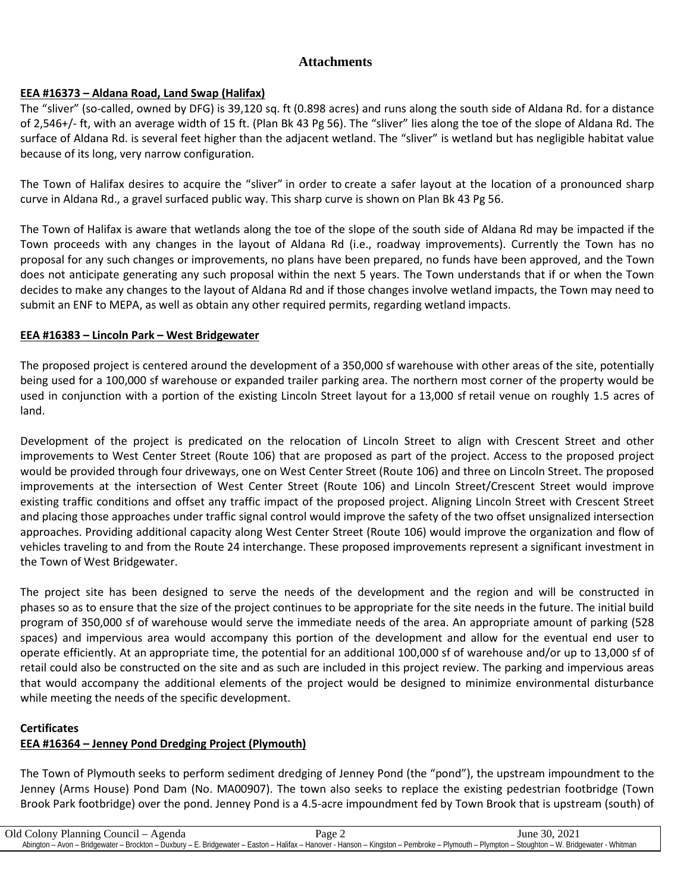## Attachments

**EEA #16373 – Aldana Road, Land Swap (Halifax)**

The "sliver" (so-called, owned by DFG) is 39,120 sq. ft (0.898 acres) and runs along the south side of Aldana Rd. for a distance of 2,546+/- ft, with an average width of 15 ft. (Plan Bk 43 Pg 56). The "sliver" lies along the toe of the slope of Aldana Rd. The surface of Aldana Rd. is several feet higher than the adjacent wetland. The "sliver" is wetland but has negligible habitat value because of its long, very narrow configuration.

The Town of Halifax desires to acquire the "sliver" in order to create a safer layout at the location of a pronounced sharp curve in Aldana Rd., a gravel surfaced public way. This sharp curve is shown on Plan Bk 43 Pg 56.

The Town of Halifax is aware that wetlands along the toe of the slope of the south side of Aldana Rd may be impacted if the Town proceeds with any changes in the layout of Aldana Rd (i.e., roadway improvements). Currently the Town has no proposal for any such changes or improvements, no plans have been prepared, no funds have been approved, and the Town does not anticipate generating any such proposal within the next 5 years. The Town understands that if or when the Town decides to make any changes to the layout of Aldana Rd and if those changes involve wetland impacts, the Town may need to submit an ENF to MEPA, as well as obtain any other required permits, regarding wetland impacts.

**EEA #16383 – Lincoln Park – West Bridgewater**

The proposed project is centered around the development of a 350,000 sf warehouse with other areas of the site, potentially being used for a 100,000 sf warehouse or expanded trailer parking area. The northern most corner of the property would be used in conjunction with a portion of the existing Lincoln Street layout for a 13,000 sf retail venue on roughly 1.5 acres of land.

Development of the project is predicated on the relocation of Lincoln Street to align with Crescent Street and other improvements to West Center Street (Route 106) that are proposed as part of the project. Access to the proposed project would be provided through four driveways, one on West Center Street (Route 106) and three on Lincoln Street. The proposed improvements at the intersection of West Center Street (Route 106) and Lincoln Street/Crescent Street would improve existing traffic conditions and offset any traffic impact of the proposed project. Aligning Lincoln Street with Crescent Street and placing those approaches under traffic signal control would improve the safety of the two offset unsignalized intersection approaches. Providing additional capacity along West Center Street (Route 106) would improve the organization and flow of vehicles traveling to and from the Route 24 interchange. These proposed improvements represent a significant investment in the Town of West Bridgewater.

The project site has been designed to serve the needs of the development and the region and will be constructed in phases so as to ensure that the size of the project continues to be appropriate for the site needs in the future. The initial build program of 350,000 sf of warehouse would serve the immediate needs of the area. An appropriate amount of parking (528 spaces) and impervious area would accompany this portion of the development and allow for the eventual end user to operate efficiently. At an appropriate time, the potential for an additional 100,000 sf of warehouse and/or up to 13,000 sf of retail could also be constructed on the site and as such are included in this project review. The parking and impervious areas that would accompany the additional elements of the project would be designed to minimize environmental disturbance while meeting the needs of the specific development.

**Certificates**

**EEA #16364 – Jenney Pond Dredging Project (Plymouth)**

The Town of Plymouth seeks to perform sediment dredging of Jenney Pond (the "pond"), the upstream impoundment to the Jenney (Arms House) Pond Dam (No. MA00907). The town also seeks to replace the existing pedestrian footbridge (Town Brook Park footbridge) over the pond. Jenney Pond is a 4.5-acre impoundment fed by Town Brook that is upstream (south) of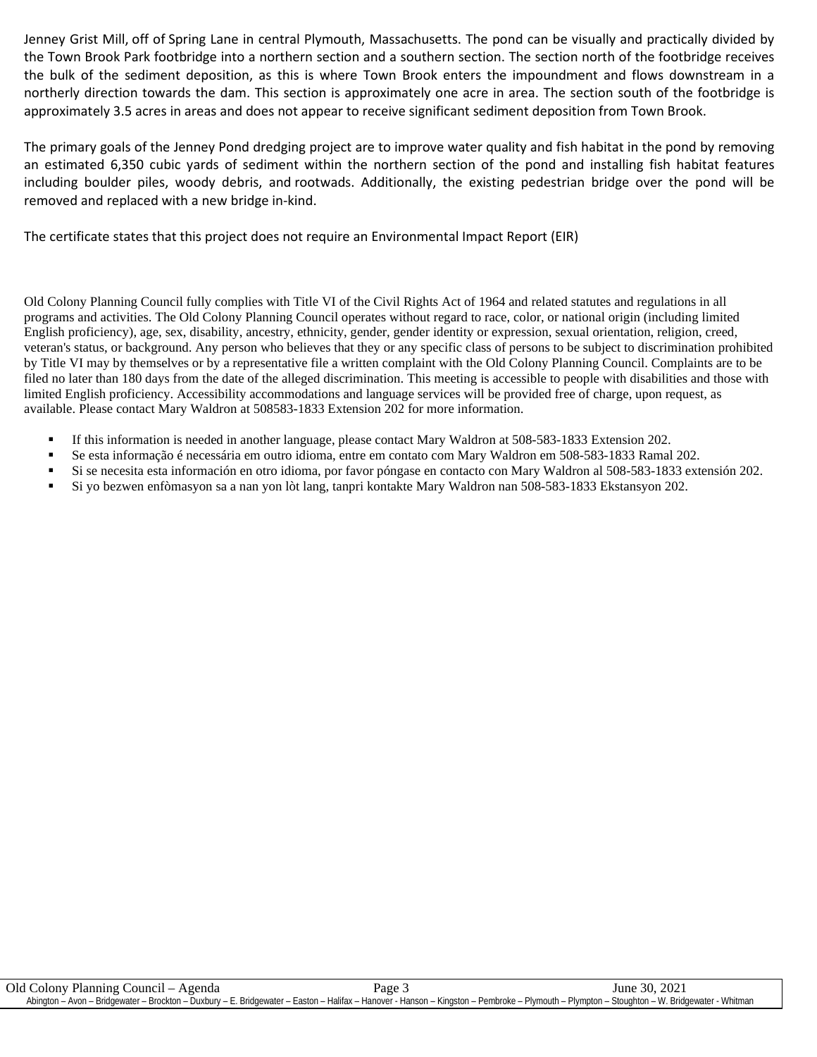Jenney Grist Mill, off of Spring Lane in central Plymouth, Massachusetts. The pond can be visually and practically divided by the Town Brook Park footbridge into a northern section and a southern section. The section north of the footbridge receives the bulk of the sediment deposition, as this is where Town Brook enters the impoundment and flows downstream in a northerly direction towards the dam. This section is approximately one acre in area. The section south of the footbridge is approximately 3.5 acres in areas and does not appear to receive significant sediment deposition from Town Brook.

The primary goals of the Jenney Pond dredging project are to improve water quality and fish habitat in the pond by removing an estimated 6,350 cubic yards of sediment within the northern section of the pond and installing fish habitat features including boulder piles, woody debris, and rootwads. Additionally, the existing pedestrian bridge over the pond will be removed and replaced with a new bridge in-kind.

The certificate states that this project does not require an Environmental Impact Report (EIR)

Old Colony Planning Council fully complies with Title VI of the Civil Rights Act of 1964 and related statutes and regulations in all programs and activities. The Old Colony Planning Council operates without regard to race, color, or national origin (including limited English proficiency), age, sex, disability, ancestry, ethnicity, gender, gender identity or expression, sexual orientation, religion, creed, veteran's status, or background. Any person who believes that they or any specific class of persons to be subject to discrimination prohibited by Title VI may by themselves or by a representative file a written complaint with the Old Colony Planning Council. Complaints are to be filed no later than 180 days from the date of the alleged discrimination. This meeting is accessible to people with disabilities and those with limited English proficiency. Accessibility accommodations and language services will be provided free of charge, upon request, as available. Please contact Mary Waldron at 508583-1833 Extension 202 for more information.

- If this information is needed in another language, please contact Mary Waldron at 508-583-1833 Extension 202.
- Se esta informação é necessária em outro idioma, entre em contato com Mary Waldron em 508-583-1833 Ramal 202.
- Si se necesita esta información en otro idioma, por favor póngase en contacto con Mary Waldron al 508-583-1833 extensión 202.
- Si yo bezwen enfòmasyon sa a nan yon lòt lang, tanpri kontakte Mary Waldron nan 508-583-1833 Ekstansyon 202.